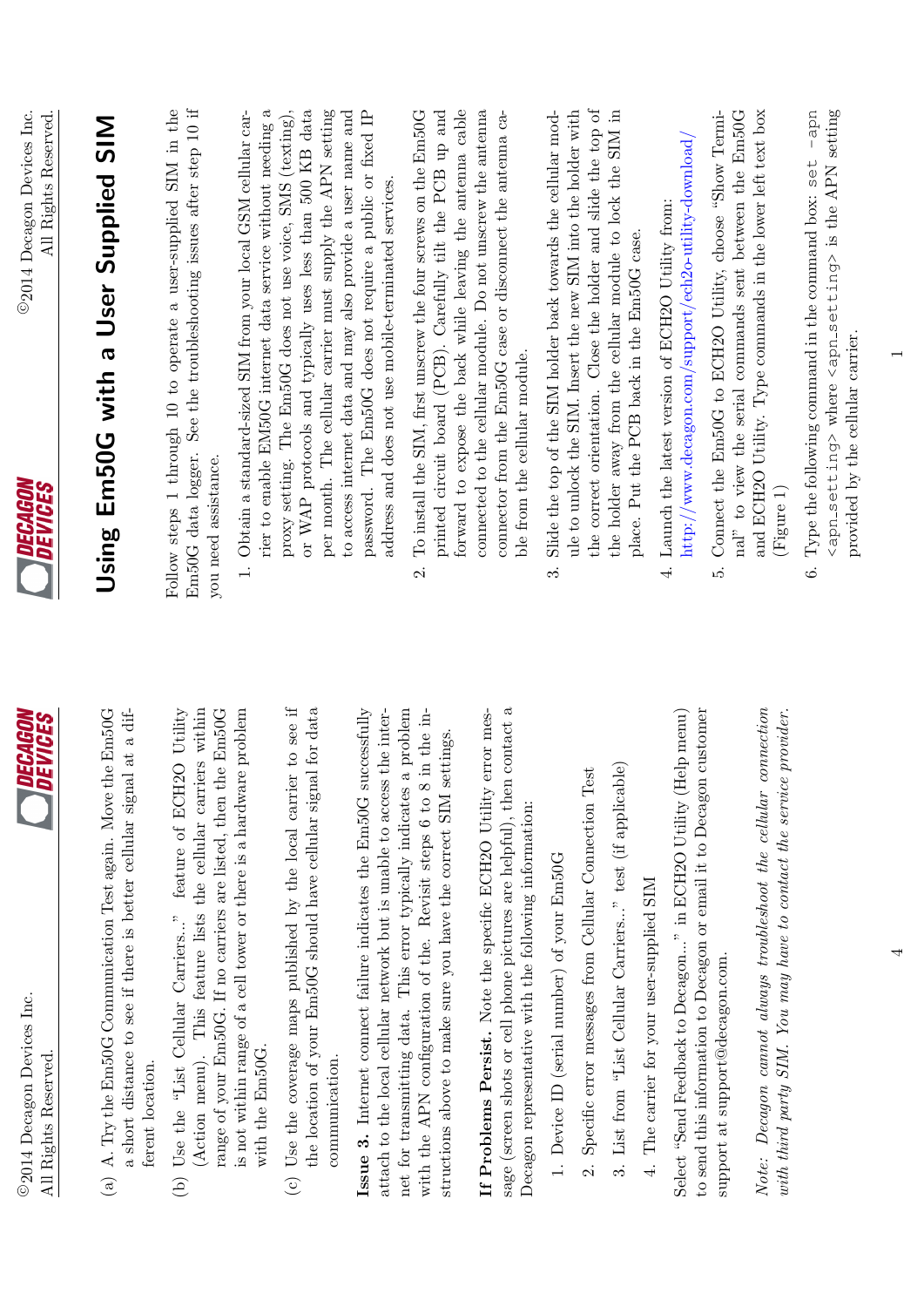# Using Em50G with a User Supplied SIM

Follow steps 1 through 10 to operate a user-supplied SIM in the Em50G data logger. See the troubleshooting issues after step 10 if you need assistance.

1. Obtain a standard-sized SIM from your local GSM cellular carrier to enable EM50G internet data service without needing a proxy setting. The Em50G does not use voice, SMS (texting), or WAP protocols and typically uses less than 500 KB data per month. The cellular carrier must supply the APN setting to access internet data and may also provide a user name and password. The Em50G does not require a public or fixed IP address and does not use mobile-terminated services.

2. To install the SIM, first unscrew the four screws on the Em50G printed circuit board (PCB). Carefully tilt the PCB up and forward to expose the back while leaving the antenna cable connected to the cellular module. Do not unscrew the antenna connector from the Em50G case or disconnect the antenna cable from the cellular module.

3. Slide the top of the SIM holder back towards the cellular module to unlock the SIM. Insert the new SIM into the holder with the correct orientation. Close the holder and slide the top of the holder away from the cellular module to lock the SIM in place. Put the PCB back in the Em50G case.

4. Launch the latest version of ECH2O Utility from: http://www.decagon.com/support/ech2o-utility-download/

5. Connect the Em50G to ECH2O Utility, choose "Show Terminal" to view the serial commands sent between the Em50G and ECH2O Utility. Type commands in the lower left text box (Figure 1)

6. Type the following command in the command box: `set -apn <apn_setting>` where `<apn_setting>` is the APN setting provided by the cellular carrier.

(a) A. Try the Em50G Communication Test again. Move the Em50G a short distance to see if there is better cellular signal at a different location.

(b) Use the "List Cellular Carriers..." feature of ECH2O Utility (Action menu). This feature lists the cellular carriers within range of your Em50G. If no carriers are listed, then the Em50G is not within range of a cell tower or there is a hardware problem with the Em50G.

(c) Use the coverage maps published by the local carrier to see if the location of your Em50G should have cellular signal for data communication.

**Issue 3.** Internet connect failure indicates the Em50G successfully attach to the local cellular network but is unable to access the internet for transmitting data. This error typically indicates a problem with the APN configuration of the. Revisit steps 6 to 8 in the instructions above to make sure you have the correct SIM settings.

**If Problems Persist.** Note the specific ECH2O Utility error message (screen shots or cell phone pictures are helpful), then contact a Decagon representative with the following information:

1. Device ID (serial number) of your Em50G
2. Specific error messages from Cellular Connection Test
3. List from "List Cellular Carriers..." test (if applicable)
4. The carrier for your user-supplied SIM

Select "Send Feedback to Decagon..." in ECH2O Utility (Help menu) to send this information to Decagon or email it to Decagon customer support at support@decagon.com.

*Note: Decagon cannot always troubleshoot the cellular connection with third party SIM. You may have to contact the service provider.*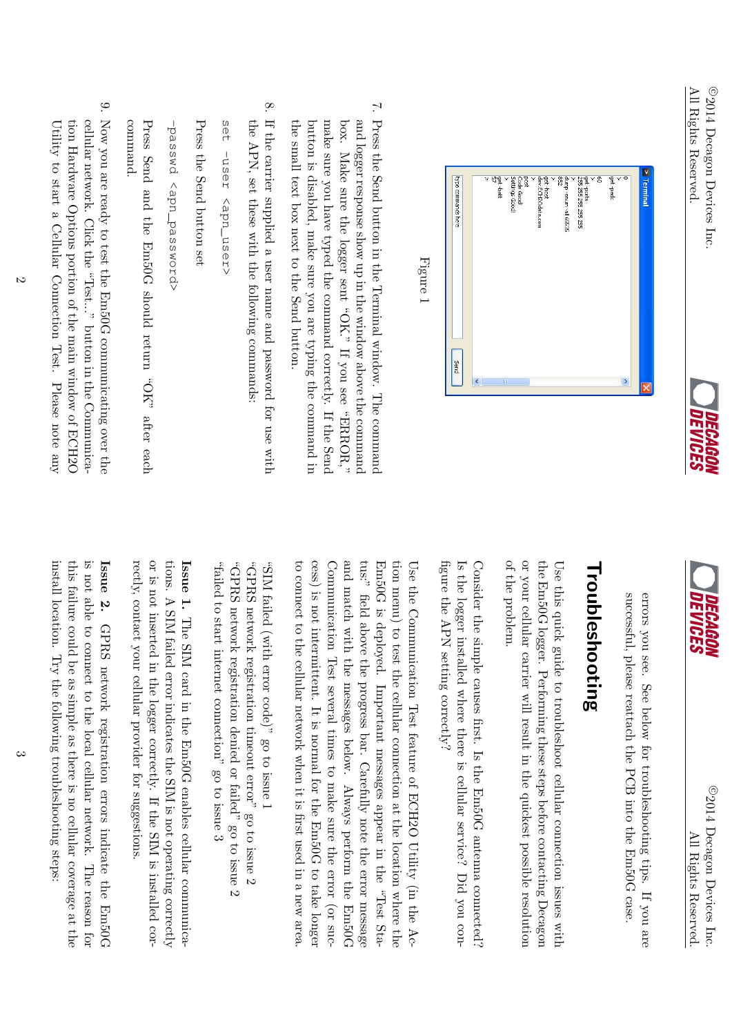Figure 1

7. Press the Send button in the Terminal window. The command and logger response show up in the window above the command box. Make sure the logger sent "OK." If you see "ERROR," make sure you have typed the command correctly. If the Send button is disabled, make sure you are typing the command in the small text box next to the Send button.

8. If the carrier supplied a user name and password for use with the APN, set these with the following commands:

   `set -user <apn_user>`

   Press the Send button set

   `-passwd <apn_password>`

   Press Send and the Em50G should return "OK" after each command.

9. Now you are ready to test the Em50G communicating over the cellular network. Click the "Test..." button in the Communication Hardware Options portion of the main window of ECH2O Utility to start a Cellular Connection Test. Please note any errors you see. See below for troubleshooting tips. If you are successful, please reattach the PCB into the Em50G case.

# Troubleshooting

Use this quick guide to troubleshoot cellular connection issues with the Em50G logger. Performing these steps before contacting Decagon or your cellular carrier will result in the quickest possible resolution of the problem.

Consider the simple causes first. Is the Em50G antenna connected? Is the logger installed where there is cellular service? Did you configure the APN setting correctly?

Use the Communication Test feature of ECH2O Utility (in the Action menu) to test the cellular connection at the location where the Em50G is deployed. Important messages appear in the "Test Status:" field above the progress bar. Carefully note the error message and match with the messages below. Always perform the Em50G Communication Test several times to make sure the error (or success) is not intermittent. It is normal for the Em50G to take longer to connect to the cellular network when it is first used in a new area.

"SIM failed (with error code)" go to issue 1
"GPRS network registration timeout error" go to issue 2
"GPRS network registration denied or failed" go to issue 2
"failed to start internet connection" go to issue 3

**Issue 1.** The SIM card in the Em50G enables cellular communications. A SIM failed error indicates the SIM is not operating correctly or is not inserted in the logger correctly. If the SIM is installed correctly, contact your cellular provider for suggestions.

**Issue 2.** GPRS network registration errors indicate the Em50G is not able to connect to the local cellular network. The reason for this failure could be as simple as there is no cellular coverage at the install location. Try the following troubleshooting steps: